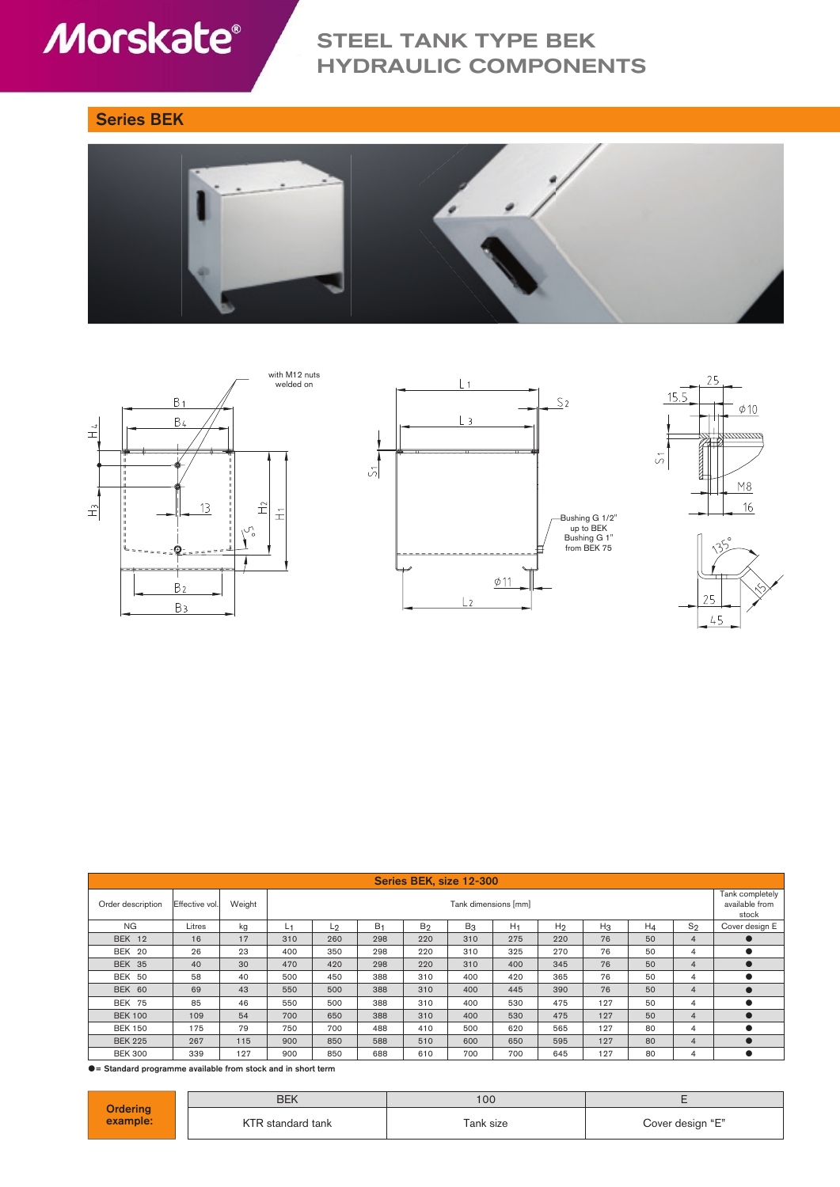# STEEL TANK TYPE BEK HYDRAULIC COMPONENTS

## Series BEK

with M12 nuts welded on

Bushing G 1/2" up to BEK Bushing G 1" from BEK 75

| Series BEK, size 12-300 | | | | | | | | | | | | | | |
|---|---|---|---|---|---|---|---|---|---|---|---|---|---|---|
| Order description | Effective vol. | Weight | Tank dimensions [mm] | | | | | | | | | | | Tank completely available from stock |
| NG | Litres | kg | $L_1$ | $L_2$ | $B_1$ | $B_2$ | $B_3$ | $H_1$ | $H_2$ | $H_3$ | $H_4$ | $S_2$ | Cover design E |
| BEK 12 | 16 | 17 | 310 | 260 | 298 | 220 | 310 | 275 | 220 | 76 | 50 | 4 | ● |
| BEK 20 | 26 | 23 | 400 | 350 | 298 | 220 | 310 | 325 | 270 | 76 | 50 | 4 | ● |
| BEK 35 | 40 | 30 | 470 | 420 | 298 | 220 | 310 | 400 | 345 | 76 | 50 | 4 | ● |
| BEK 50 | 58 | 40 | 500 | 450 | 388 | 310 | 400 | 420 | 365 | 76 | 50 | 4 | ● |
| BEK 60 | 69 | 43 | 550 | 500 | 388 | 310 | 400 | 445 | 390 | 76 | 50 | 4 | ● |
| BEK 75 | 85 | 46 | 550 | 500 | 388 | 310 | 400 | 530 | 475 | 127 | 50 | 4 | ● |
| BEK 100 | 109 | 54 | 700 | 650 | 388 | 310 | 400 | 530 | 475 | 127 | 50 | 4 | ● |
| BEK 150 | 175 | 79 | 750 | 700 | 488 | 410 | 500 | 620 | 565 | 127 | 80 | 4 | ● |
| BEK 225 | 267 | 115 | 900 | 850 | 588 | 510 | 600 | 650 | 595 | 127 | 80 | 4 | ● |
| BEK 300 | 339 | 127 | 900 | 850 | 688 | 610 | 700 | 700 | 645 | 127 | 80 | 4 | ● |

● = Standard programme available from stock and in short term

| Ordering example: | BEK | 100 | E |
|---|---|---|---|
| | KTR standard tank | Tank size | Cover design "E" |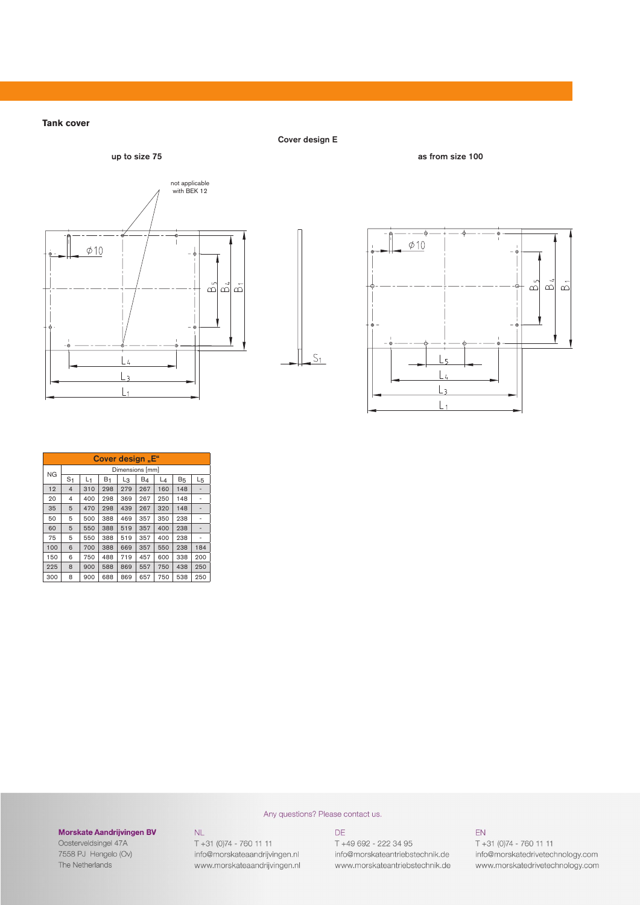### Tank cover

**Cover design E**

**up to size 75**

not applicable with BEK 12

Ø10

$B_5$ $B_4$ $B_1$

$L_4$

$L_3$

$L_1$

$S_1$

**as from size 100**

Ø10

$B_5$ $B_4$ $B_1$

$L_5$

$L_4$

$L_3$

$L_1$

| Cover design „E“ | | | | | | | | |
|---|---|---|---|---|---|---|---|---|
| NG | Dimensions [mm] | | | | | | | |
| | $S_1$ | $L_1$ | $B_1$ | $L_3$ | $B_4$ | $L_4$ | $B_5$ | $L_5$ |
| 12 | 4 | 310 | 298 | 279 | 267 | 160 | 148 | - |
| 20 | 4 | 400 | 298 | 369 | 267 | 250 | 148 | - |
| 35 | 5 | 470 | 298 | 439 | 267 | 320 | 148 | - |
| 50 | 5 | 500 | 388 | 469 | 357 | 350 | 238 | - |
| 60 | 5 | 550 | 388 | 519 | 357 | 400 | 238 | - |
| 75 | 5 | 550 | 388 | 519 | 357 | 400 | 238 | - |
| 100 | 6 | 700 | 388 | 669 | 357 | 550 | 238 | 184 |
| 150 | 6 | 750 | 488 | 719 | 457 | 600 | 338 | 200 |
| 225 | 8 | 900 | 588 | 869 | 557 | 750 | 438 | 250 |
| 300 | 8 | 900 | 688 | 869 | 657 | 750 | 538 | 250 |

Any questions? Please contact us.

**Morskate Aandrijvingen BV**
Oosterveldsingel 47A
7558 PJ Hengelo (Ov)
The Netherlands

NL
T +31 (0)74 - 760 11 11
info@morskateaandrijvingen.nl
www.morskateaandrijvingen.nl

DE
T +49 692 - 222 34 95
info@morskateantriebstechnik.de
www.morskateantriebstechnik.de

EN
T +31 (0)74 - 760 11 11
info@morskatedrivetechnology.com
www.morskatedrivetechnology.com